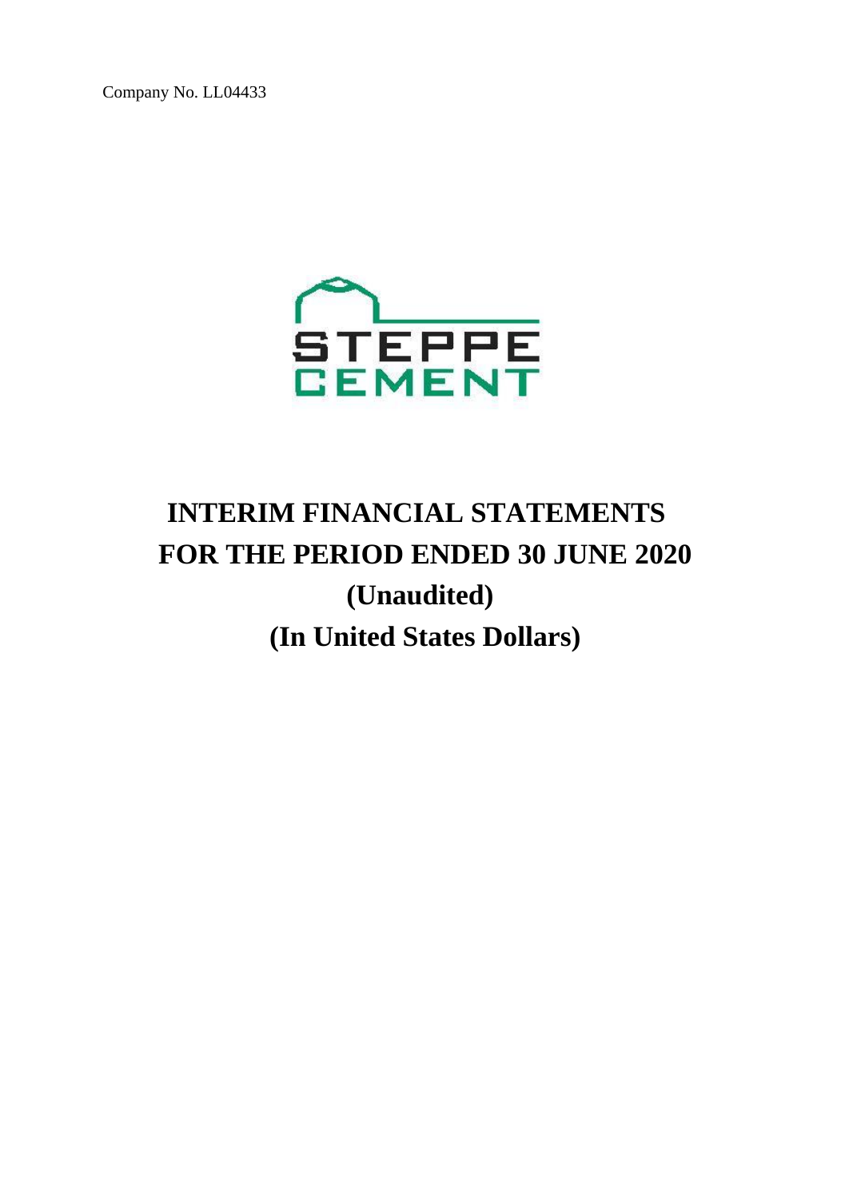Company No. LL04433

STEPPE
CEMENT

# INTERIM FINANCIAL STATEMENTS
# FOR THE PERIOD ENDED 30 JUNE 2020
# (Unaudited)
# (In United States Dollars)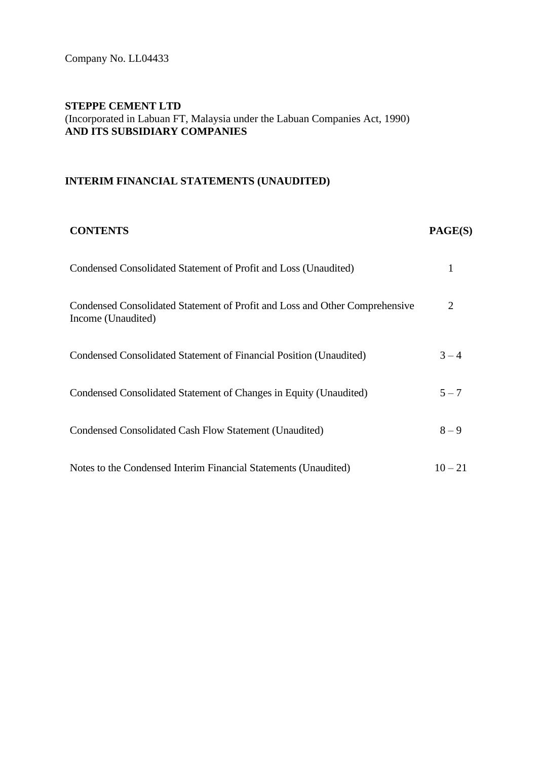Company No. LL04433

**STEPPE CEMENT LTD**
(Incorporated in Labuan FT, Malaysia under the Labuan Companies Act, 1990)
**AND ITS SUBSIDIARY COMPANIES**

**INTERIM FINANCIAL STATEMENTS (UNAUDITED)**

| **CONTENTS** | **PAGE(S)** |
|---|---|
| Condensed Consolidated Statement of Profit and Loss (Unaudited) | 1 |
| Condensed Consolidated Statement of Profit and Loss and Other Comprehensive Income (Unaudited) | 2 |
| Condensed Consolidated Statement of Financial Position (Unaudited) | 3 – 4 |
| Condensed Consolidated Statement of Changes in Equity (Unaudited) | 5 – 7 |
| Condensed Consolidated Cash Flow Statement (Unaudited) | 8 – 9 |
| Notes to the Condensed Interim Financial Statements (Unaudited) | 10 – 21 |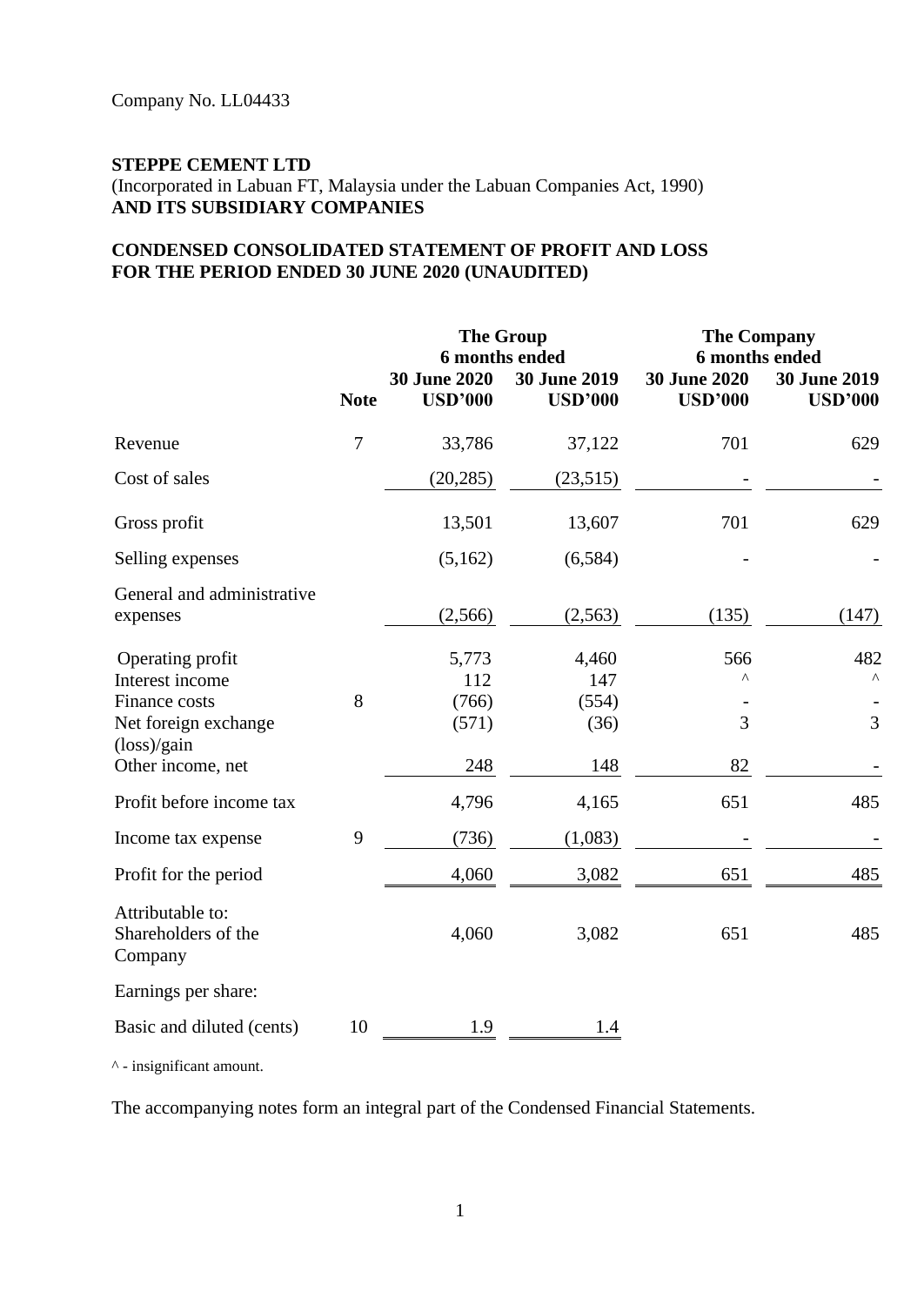Company No. LL04433

**STEPPE CEMENT LTD**
(Incorporated in Labuan FT, Malaysia under the Labuan Companies Act, 1990)
**AND ITS SUBSIDIARY COMPANIES**

**CONDENSED CONSOLIDATED STATEMENT OF PROFIT AND LOSS FOR THE PERIOD ENDED 30 JUNE 2020 (UNAUDITED)**

| | | The Group 6 months ended | | The Company 6 months ended | |
|---|---|---|---|---|---|
| | **Note** | **30 June 2020 USD'000** | **30 June 2019 USD'000** | **30 June 2020 USD'000** | **30 June 2019 USD'000** |
| Revenue | 7 | 33,786 | 37,122 | 701 | 629 |
| Cost of sales | | (20,285) | (23,515) | - | - |
| Gross profit | | 13,501 | 13,607 | 701 | 629 |
| Selling expenses | | (5,162) | (6,584) | - | - |
| General and administrative expenses | | (2,566) | (2,563) | (135) | (147) |
| Operating profit | | 5,773 | 4,460 | 566 | 482 |
| Interest income | | 112 | 147 | ^ | ^ |
| Finance costs | 8 | (766) | (554) | - | - |
| Net foreign exchange (loss)/gain | | (571) | (36) | 3 | 3 |
| Other income, net | | 248 | 148 | 82 | - |
| Profit before income tax | | 4,796 | 4,165 | 651 | 485 |
| Income tax expense | 9 | (736) | (1,083) | - | - |
| Profit for the period | | 4,060 | 3,082 | 651 | 485 |
| Attributable to: Shareholders of the Company | | 4,060 | 3,082 | 651 | 485 |
| Earnings per share: | | | | | |
| Basic and diluted (cents) | 10 | 1.9 | 1.4 | | |

^ - insignificant amount.

The accompanying notes form an integral part of the Condensed Financial Statements.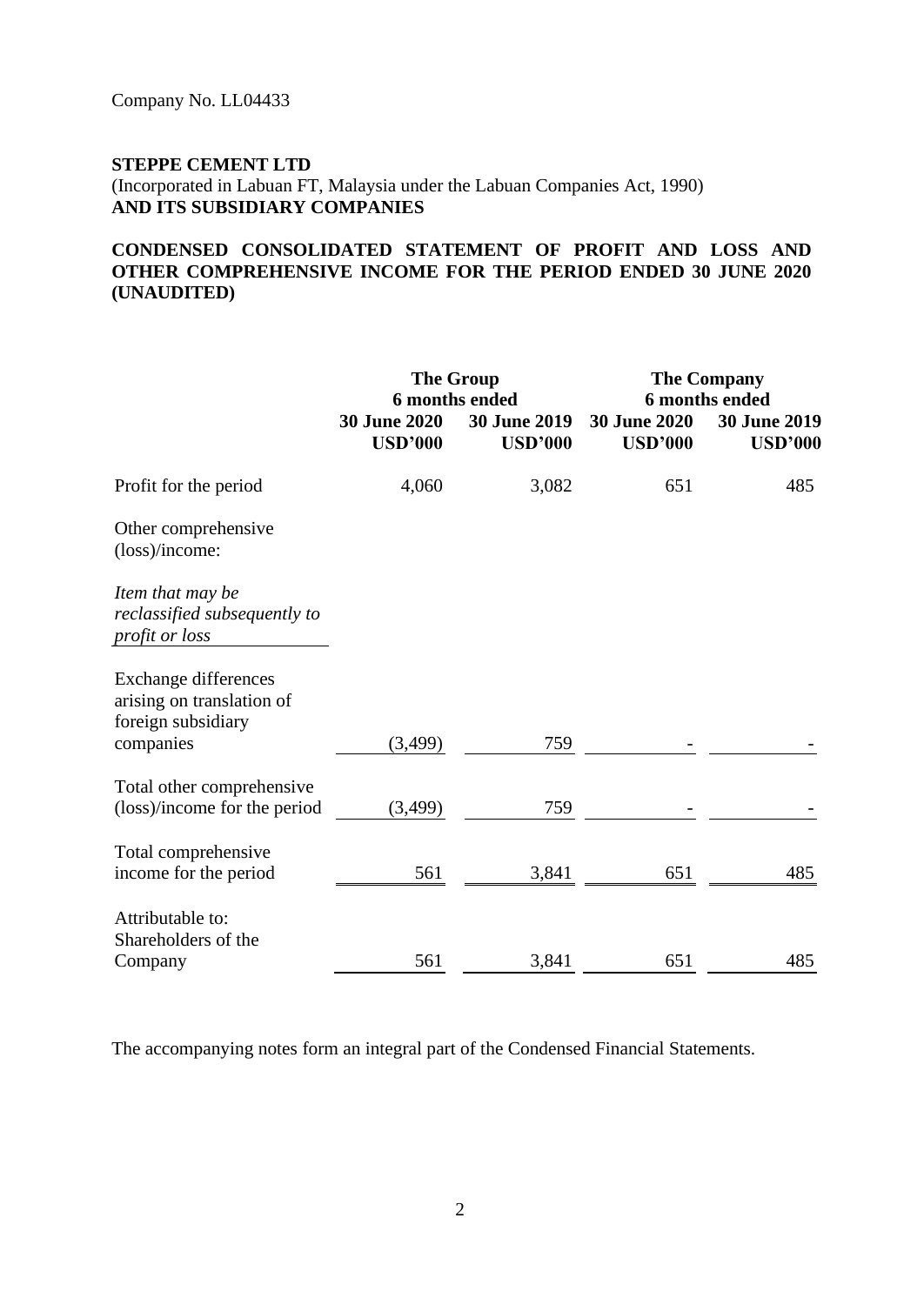Company No. LL04433

**STEPPE CEMENT LTD**
(Incorporated in Labuan FT, Malaysia under the Labuan Companies Act, 1990)
**AND ITS SUBSIDIARY COMPANIES**

**CONDENSED CONSOLIDATED STATEMENT OF PROFIT AND LOSS AND OTHER COMPREHENSIVE INCOME FOR THE PERIOD ENDED 30 JUNE 2020 (UNAUDITED)**

| | **The Group** | | **The Company** | |
|---|---|---|---|---|
| | **6 months ended** | | **6 months ended** | |
| | **30 June 2020 USD'000** | **30 June 2019 USD'000** | **30 June 2020 USD'000** | **30 June 2019 USD'000** |
| Profit for the period | 4,060 | 3,082 | 651 | 485 |
| Other comprehensive (loss)/income: | | | | |
| *Item that may be reclassified subsequently to profit or loss* | | | | |
| Exchange differences arising on translation of foreign subsidiary companies | (3,499) | 759 | - | - |
| Total other comprehensive (loss)/income for the period | (3,499) | 759 | - | - |
| Total comprehensive income for the period | 561 | 3,841 | 651 | 485 |
| Attributable to: Shareholders of the Company | 561 | 3,841 | 651 | 485 |

The accompanying notes form an integral part of the Condensed Financial Statements.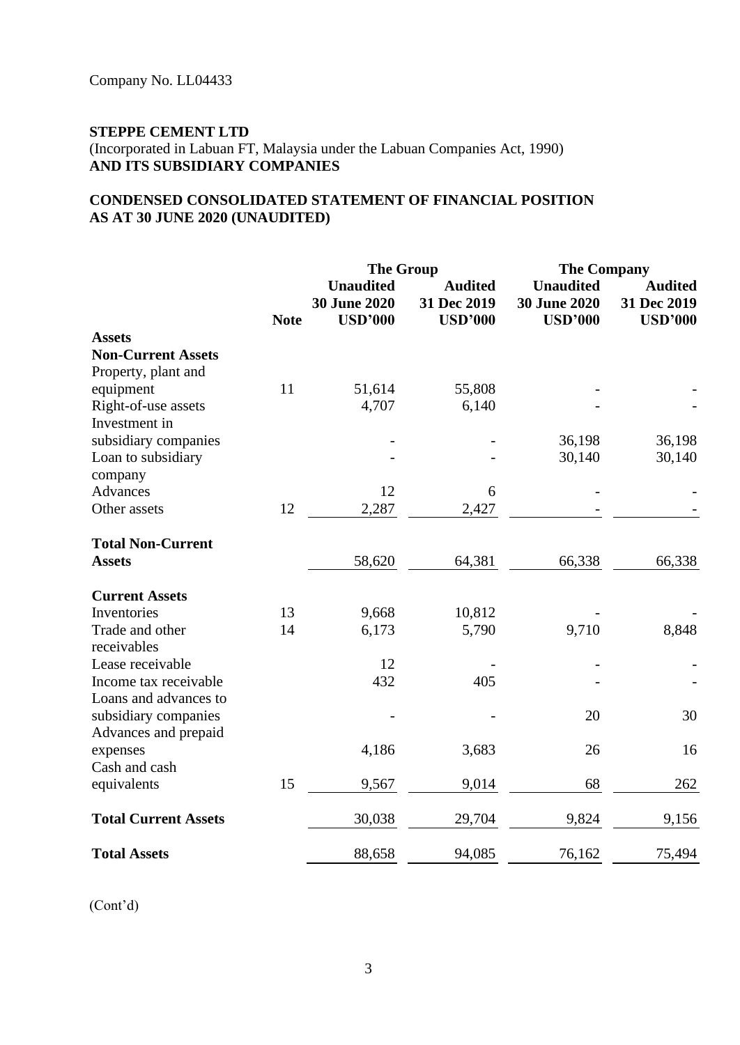Company No. LL04433

**STEPPE CEMENT LTD**
(Incorporated in Labuan FT, Malaysia under the Labuan Companies Act, 1990)
**AND ITS SUBSIDIARY COMPANIES**

**CONDENSED CONSOLIDATED STATEMENT OF FINANCIAL POSITION AS AT 30 JUNE 2020 (UNAUDITED)**

| | | The Group | | The Company | |
|---|---|---|---|---|---|
| | | Unaudited | Audited | Unaudited | Audited |
| | | 30 June 2020 | 31 Dec 2019 | 30 June 2020 | 31 Dec 2019 |
| | Note | USD'000 | USD'000 | USD'000 | USD'000 |
| **Assets** | | | | | |
| **Non-Current Assets** | | | | | |
| Property, plant and equipment | 11 | 51,614 | 55,808 | - | - |
| Right-of-use assets | | 4,707 | 6,140 | - | - |
| Investment in subsidiary companies | | - | - | 36,198 | 36,198 |
| Loan to subsidiary company | | - | - | 30,140 | 30,140 |
| Advances | | 12 | 6 | - | - |
| Other assets | 12 | 2,287 | 2,427 | - | - |
| **Total Non-Current Assets** | | 58,620 | 64,381 | 66,338 | 66,338 |
| **Current Assets** | | | | | |
| Inventories | 13 | 9,668 | 10,812 | - | - |
| Trade and other receivables | 14 | 6,173 | 5,790 | 9,710 | 8,848 |
| Lease receivable | | 12 | - | - | - |
| Income tax receivable | | 432 | 405 | - | - |
| Loans and advances to subsidiary companies | | - | - | 20 | 30 |
| Advances and prepaid expenses | | 4,186 | 3,683 | 26 | 16 |
| Cash and cash equivalents | 15 | 9,567 | 9,014 | 68 | 262 |
| **Total Current Assets** | | 30,038 | 29,704 | 9,824 | 9,156 |
| **Total Assets** | | 88,658 | 94,085 | 76,162 | 75,494 |

(Cont'd)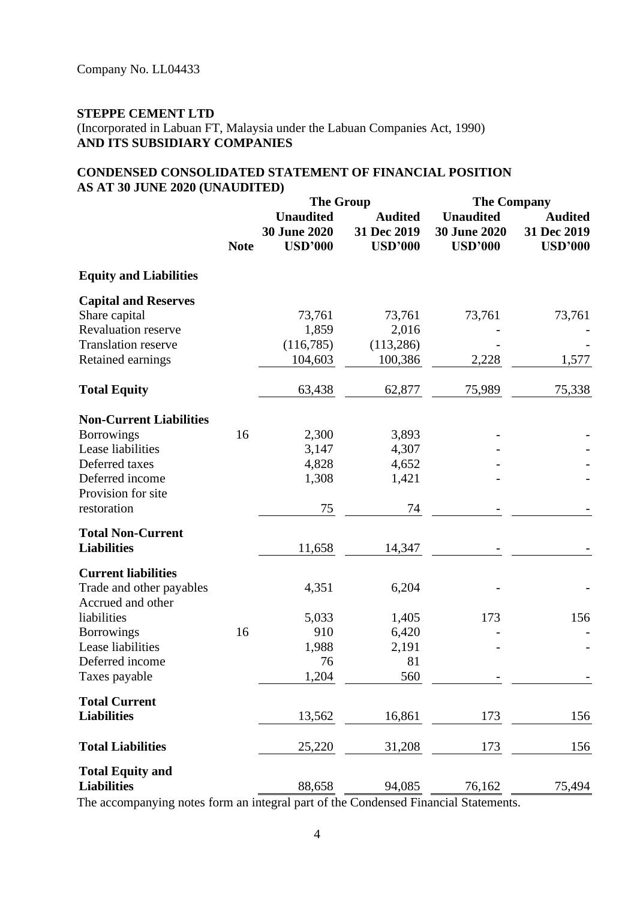Company No. LL04433

**STEPPE CEMENT LTD**
(Incorporated in Labuan FT, Malaysia under the Labuan Companies Act, 1990)
**AND ITS SUBSIDIARY COMPANIES**

**CONDENSED CONSOLIDATED STATEMENT OF FINANCIAL POSITION AS AT 30 JUNE 2020 (UNAUDITED)**

| | | The Group | | The Company | |
|---|---|---|---|---|---|
| | Note | Unaudited 30 June 2020 USD'000 | Audited 31 Dec 2019 USD'000 | Unaudited 30 June 2020 USD'000 | Audited 31 Dec 2019 USD'000 |
| **Equity and Liabilities** | | | | | |
| **Capital and Reserves** | | | | | |
| Share capital | | 73,761 | 73,761 | 73,761 | 73,761 |
| Revaluation reserve | | 1,859 | 2,016 | - | - |
| Translation reserve | | (116,785) | (113,286) | - | - |
| Retained earnings | | 104,603 | 100,386 | 2,228 | 1,577 |
| **Total Equity** | | 63,438 | 62,877 | 75,989 | 75,338 |
| **Non-Current Liabilities** | | | | | |
| Borrowings | 16 | 2,300 | 3,893 | - | - |
| Lease liabilities | | 3,147 | 4,307 | - | - |
| Deferred taxes | | 4,828 | 4,652 | - | - |
| Deferred income | | 1,308 | 1,421 | - | - |
| Provision for site restoration | | 75 | 74 | - | - |
| **Total Non-Current Liabilities** | | 11,658 | 14,347 | - | - |
| **Current liabilities** | | | | | |
| Trade and other payables | | 4,351 | 6,204 | - | - |
| Accrued and other liabilities | | 5,033 | 1,405 | 173 | 156 |
| Borrowings | 16 | 910 | 6,420 | - | - |
| Lease liabilities | | 1,988 | 2,191 | - | - |
| Deferred income | | 76 | 81 | | |
| Taxes payable | | 1,204 | 560 | - | - |
| **Total Current Liabilities** | | 13,562 | 16,861 | 173 | 156 |
| **Total Liabilities** | | 25,220 | 31,208 | 173 | 156 |
| **Total Equity and Liabilities** | | 88,658 | 94,085 | 76,162 | 75,494 |

The accompanying notes form an integral part of the Condensed Financial Statements.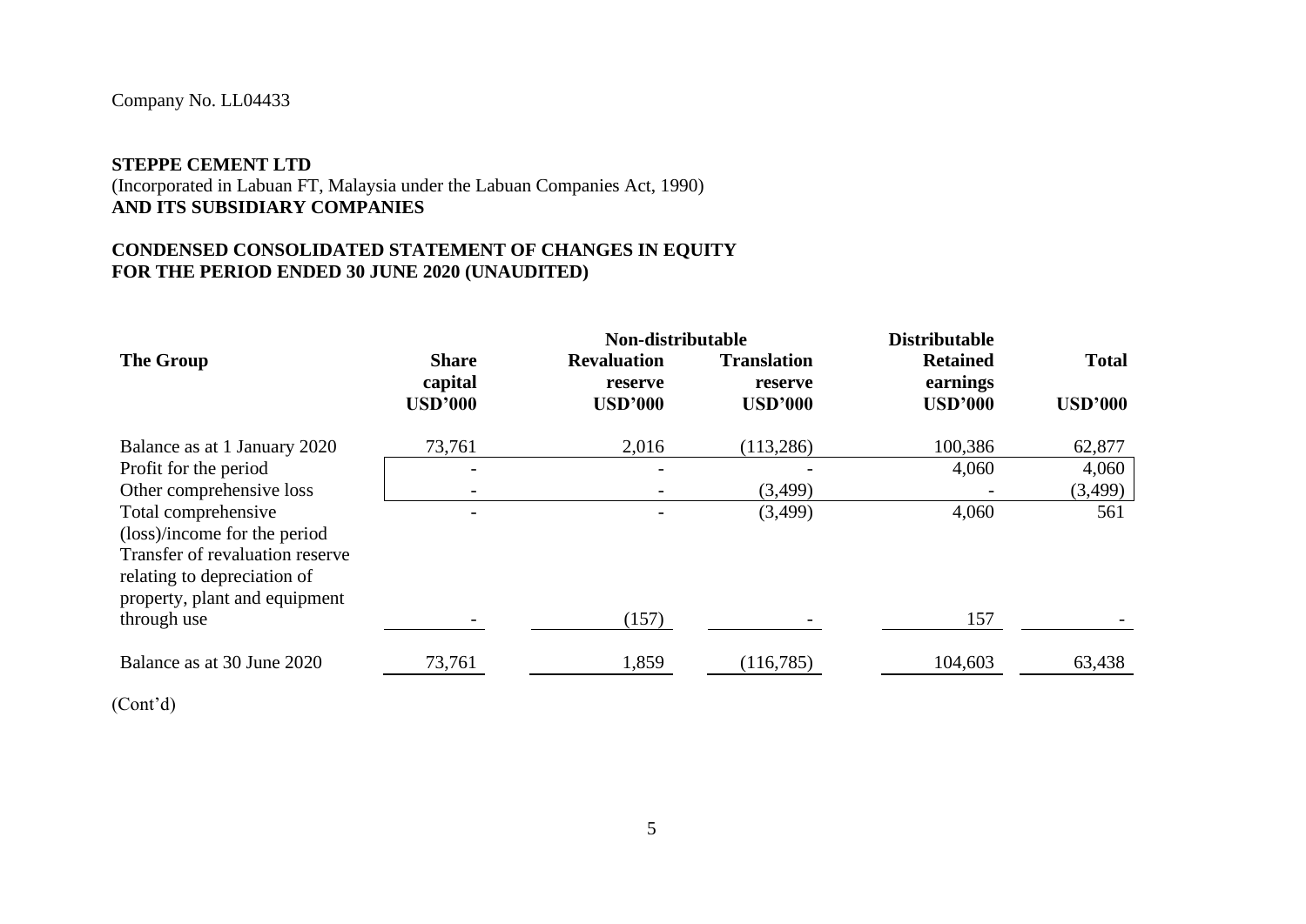Company No. LL04433

**STEPPE CEMENT LTD**
(Incorporated in Labuan FT, Malaysia under the Labuan Companies Act, 1990)
**AND ITS SUBSIDIARY COMPANIES**

**CONDENSED CONSOLIDATED STATEMENT OF CHANGES IN EQUITY**
**FOR THE PERIOD ENDED 30 JUNE 2020 (UNAUDITED)**

| | | Non-distributable | | Distributable | |
|---|---|---|---|---|---|
| **The Group** | **Share capital** | **Revaluation reserve** | **Translation reserve** | **Retained earnings** | **Total** |
| | **USD'000** | **USD'000** | **USD'000** | **USD'000** | **USD'000** |
| Balance as at 1 January 2020 | 73,761 | 2,016 | (113,286) | 100,386 | 62,877 |
| Profit for the period | - | - | - | 4,060 | 4,060 |
| Other comprehensive loss | - | - | (3,499) | - | (3,499) |
| Total comprehensive (loss)/income for the period | - | - | (3,499) | 4,060 | 561 |
| Transfer of revaluation reserve relating to depreciation of property, plant and equipment through use | - | (157) | - | 157 | - |
| Balance as at 30 June 2020 | 73,761 | 1,859 | (116,785) | 104,603 | 63,438 |

(Cont'd)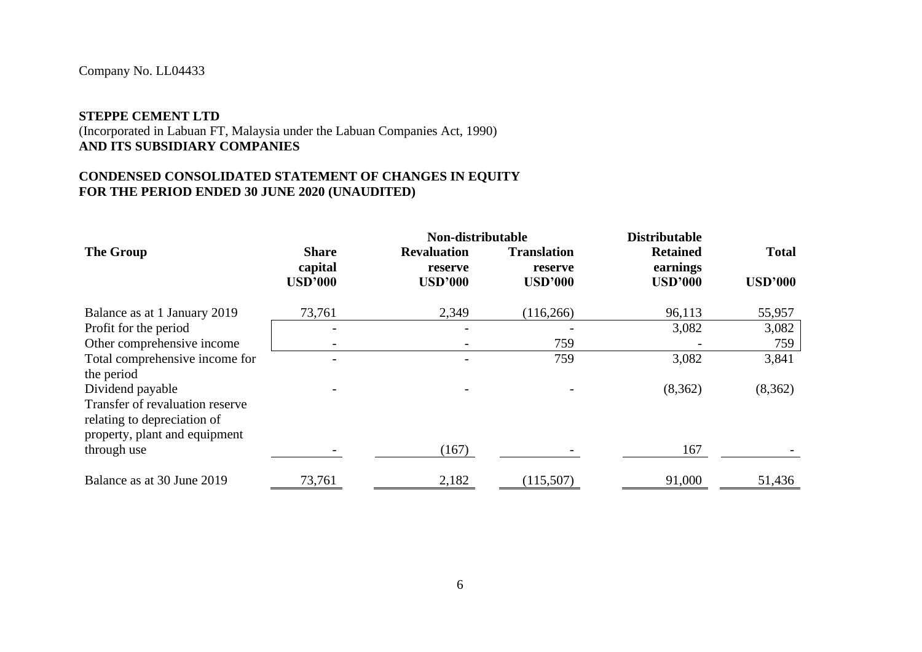Company No. LL04433

**STEPPE CEMENT LTD**
(Incorporated in Labuan FT, Malaysia under the Labuan Companies Act, 1990)
**AND ITS SUBSIDIARY COMPANIES**

**CONDENSED CONSOLIDATED STATEMENT OF CHANGES IN EQUITY**
**FOR THE PERIOD ENDED 30 JUNE 2020 (UNAUDITED)**

| | | Non-distributable | | Distributable | |
|---|---|---|---|---|---|
| **The Group** | **Share capital** | **Revaluation reserve** | **Translation reserve** | **Retained earnings** | **Total** |
| | **USD'000** | **USD'000** | **USD'000** | **USD'000** | **USD'000** |
| Balance as at 1 January 2019 | 73,761 | 2,349 | (116,266) | 96,113 | 55,957 |
| Profit for the period | - | - | - | 3,082 | 3,082 |
| Other comprehensive income | - | - | 759 | - | 759 |
| Total comprehensive income for the period | - | - | 759 | 3,082 | 3,841 |
| Dividend payable | - | - | - | (8,362) | (8,362) |
| Transfer of revaluation reserve relating to depreciation of property, plant and equipment through use | - | (167) | - | 167 | - |
| Balance as at 30 June 2019 | 73,761 | 2,182 | (115,507) | 91,000 | 51,436 |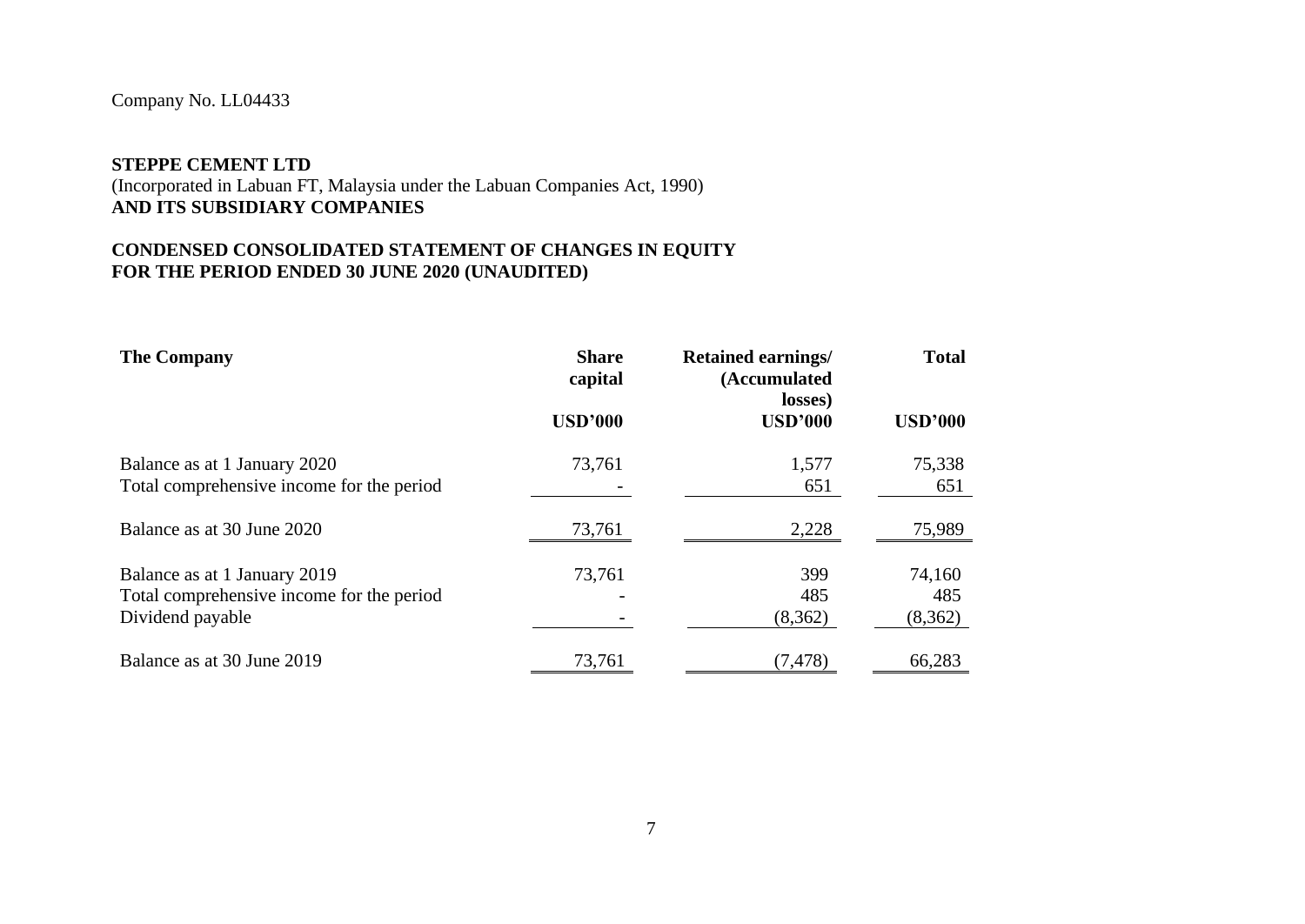Company No. LL04433

**STEPPE CEMENT LTD**
(Incorporated in Labuan FT, Malaysia under the Labuan Companies Act, 1990)
**AND ITS SUBSIDIARY COMPANIES**

**CONDENSED CONSOLIDATED STATEMENT OF CHANGES IN EQUITY**
**FOR THE PERIOD ENDED 30 JUNE 2020 (UNAUDITED)**

| **The Company** | **Share capital** | **Retained earnings/ (Accumulated losses)** | **Total** |
|---|---|---|---|
| | **USD'000** | **USD'000** | **USD'000** |
| Balance as at 1 January 2020 | 73,761 | 1,577 | 75,338 |
| Total comprehensive income for the period | - | 651 | 651 |
| Balance as at 30 June 2020 | 73,761 | 2,228 | 75,989 |
| Balance as at 1 January 2019 | 73,761 | 399 | 74,160 |
| Total comprehensive income for the period | - | 485 | 485 |
| Dividend payable | - | (8,362) | (8,362) |
| Balance as at 30 June 2019 | 73,761 | (7,478) | 66,283 |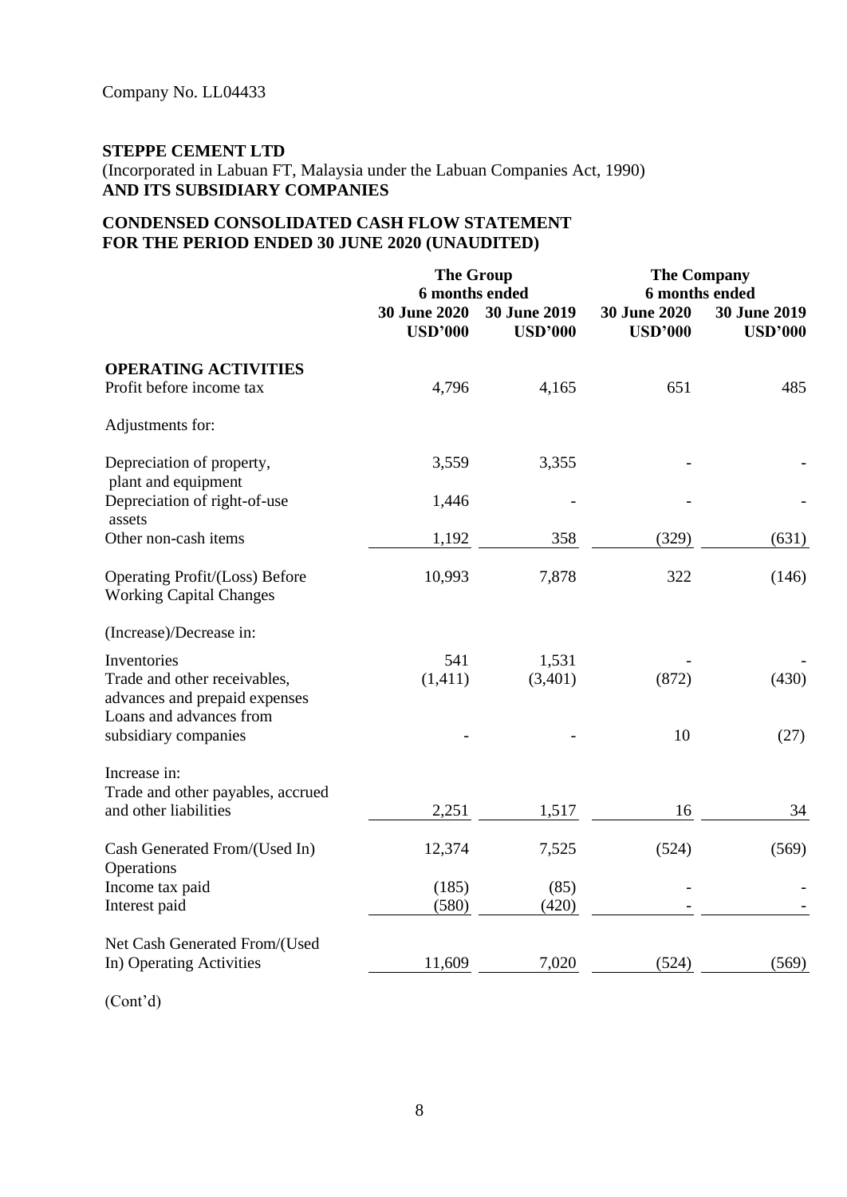Company No. LL04433

**STEPPE CEMENT LTD**
(Incorporated in Labuan FT, Malaysia under the Labuan Companies Act, 1990)
**AND ITS SUBSIDIARY COMPANIES**

**CONDENSED CONSOLIDATED CASH FLOW STATEMENT**
**FOR THE PERIOD ENDED 30 JUNE 2020 (UNAUDITED)**

| | The Group 6 months ended | | The Company 6 months ended | |
|---|---|---|---|---|
| | 30 June 2020 USD'000 | 30 June 2019 USD'000 | 30 June 2020 USD'000 | 30 June 2019 USD'000 |
| **OPERATING ACTIVITIES** | | | | |
| Profit before income tax | 4,796 | 4,165 | 651 | 485 |
| Adjustments for: | | | | |
| Depreciation of property, plant and equipment | 3,559 | 3,355 | - | - |
| Depreciation of right-of-use assets | 1,446 | - | - | - |
| Other non-cash items | 1,192 | 358 | (329) | (631) |
| Operating Profit/(Loss) Before Working Capital Changes | 10,993 | 7,878 | 322 | (146) |
| (Increase)/Decrease in: | | | | |
| Inventories | 541 | 1,531 | - | - |
| Trade and other receivables, advances and prepaid expenses | (1,411) | (3,401) | (872) | (430) |
| Loans and advances from subsidiary companies | - | - | 10 | (27) |
| Increase in: | | | | |
| Trade and other payables, accrued and other liabilities | 2,251 | 1,517 | 16 | 34 |
| Cash Generated From/(Used In) Operations | 12,374 | 7,525 | (524) | (569) |
| Income tax paid | (185) | (85) | - | - |
| Interest paid | (580) | (420) | - | - |
| Net Cash Generated From/(Used In) Operating Activities | 11,609 | 7,020 | (524) | (569) |

(Cont'd)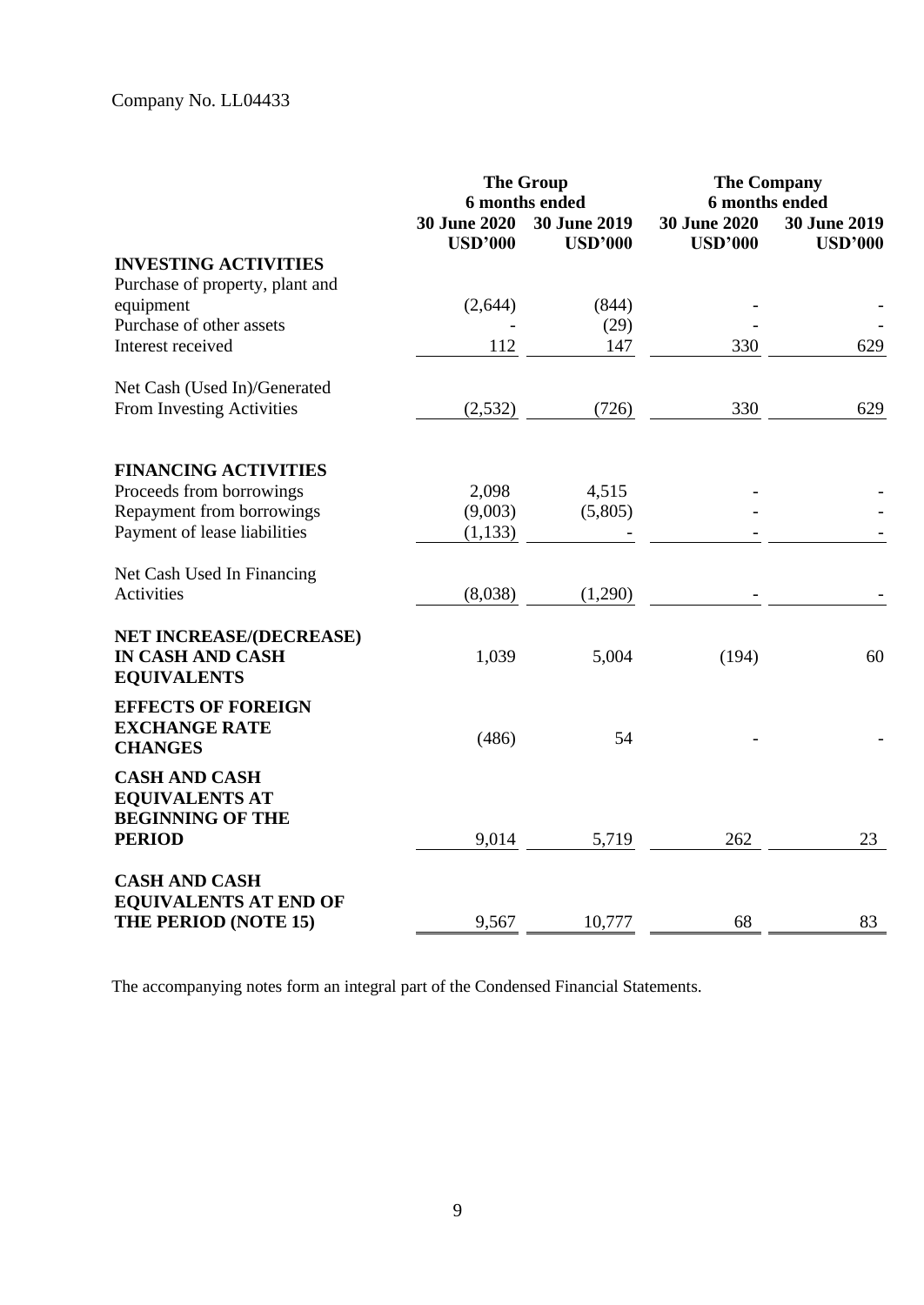Company No. LL04433

| | The Group | | The Company | |
|---|---|---|---|---|
| | 6 months ended | | 6 months ended | |
| | 30 June 2020 | 30 June 2019 | 30 June 2020 | 30 June 2019 |
| | USD'000 | USD'000 | USD'000 | USD'000 |
| **INVESTING ACTIVITIES** | | | | |
| Purchase of property, plant and equipment | (2,644) | (844) | - | - |
| Purchase of other assets | - | (29) | - | - |
| Interest received | 112 | 147 | 330 | 629 |
| Net Cash (Used In)/Generated From Investing Activities | (2,532) | (726) | 330 | 629 |
| **FINANCING ACTIVITIES** | | | | |
| Proceeds from borrowings | 2,098 | 4,515 | - | - |
| Repayment from borrowings | (9,003) | (5,805) | - | - |
| Payment of lease liabilities | (1,133) | - | - | - |
| Net Cash Used In Financing Activities | (8,038) | (1,290) | - | - |
| **NET INCREASE/(DECREASE) IN CASH AND CASH EQUIVALENTS** | 1,039 | 5,004 | (194) | 60 |
| **EFFECTS OF FOREIGN EXCHANGE RATE CHANGES** | (486) | 54 | - | - |
| **CASH AND CASH EQUIVALENTS AT BEGINNING OF THE PERIOD** | 9,014 | 5,719 | 262 | 23 |
| **CASH AND CASH EQUIVALENTS AT END OF THE PERIOD (NOTE 15)** | 9,567 | 10,777 | 68 | 83 |

The accompanying notes form an integral part of the Condensed Financial Statements.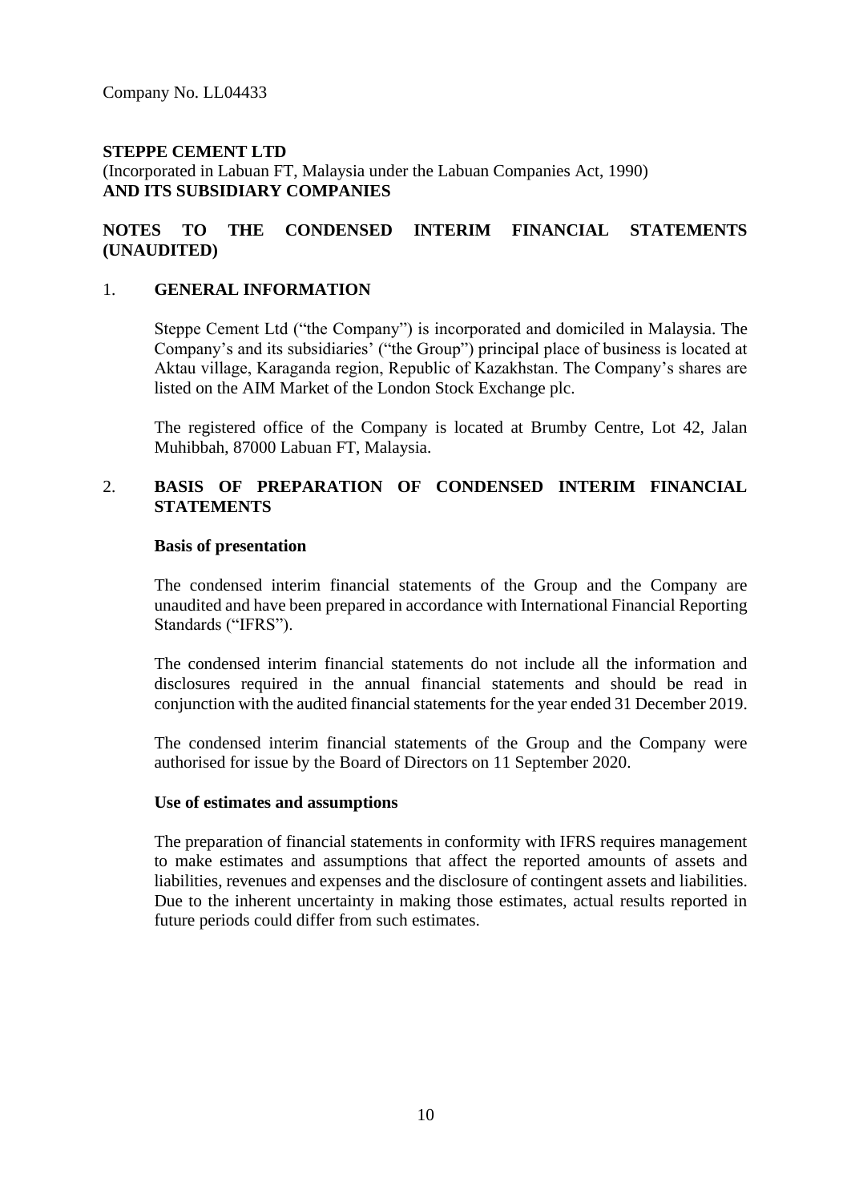Company No. LL04433

**STEPPE CEMENT LTD**
(Incorporated in Labuan FT, Malaysia under the Labuan Companies Act, 1990)
**AND ITS SUBSIDIARY COMPANIES**

**NOTES TO THE CONDENSED INTERIM FINANCIAL STATEMENTS (UNAUDITED)**

## 1. GENERAL INFORMATION

Steppe Cement Ltd ("the Company") is incorporated and domiciled in Malaysia. The Company's and its subsidiaries' ("the Group") principal place of business is located at Aktau village, Karaganda region, Republic of Kazakhstan. The Company's shares are listed on the AIM Market of the London Stock Exchange plc.

The registered office of the Company is located at Brumby Centre, Lot 42, Jalan Muhibbah, 87000 Labuan FT, Malaysia.

## 2. BASIS OF PREPARATION OF CONDENSED INTERIM FINANCIAL STATEMENTS

**Basis of presentation**

The condensed interim financial statements of the Group and the Company are unaudited and have been prepared in accordance with International Financial Reporting Standards ("IFRS").

The condensed interim financial statements do not include all the information and disclosures required in the annual financial statements and should be read in conjunction with the audited financial statements for the year ended 31 December 2019.

The condensed interim financial statements of the Group and the Company were authorised for issue by the Board of Directors on 11 September 2020.

**Use of estimates and assumptions**

The preparation of financial statements in conformity with IFRS requires management to make estimates and assumptions that affect the reported amounts of assets and liabilities, revenues and expenses and the disclosure of contingent assets and liabilities. Due to the inherent uncertainty in making those estimates, actual results reported in future periods could differ from such estimates.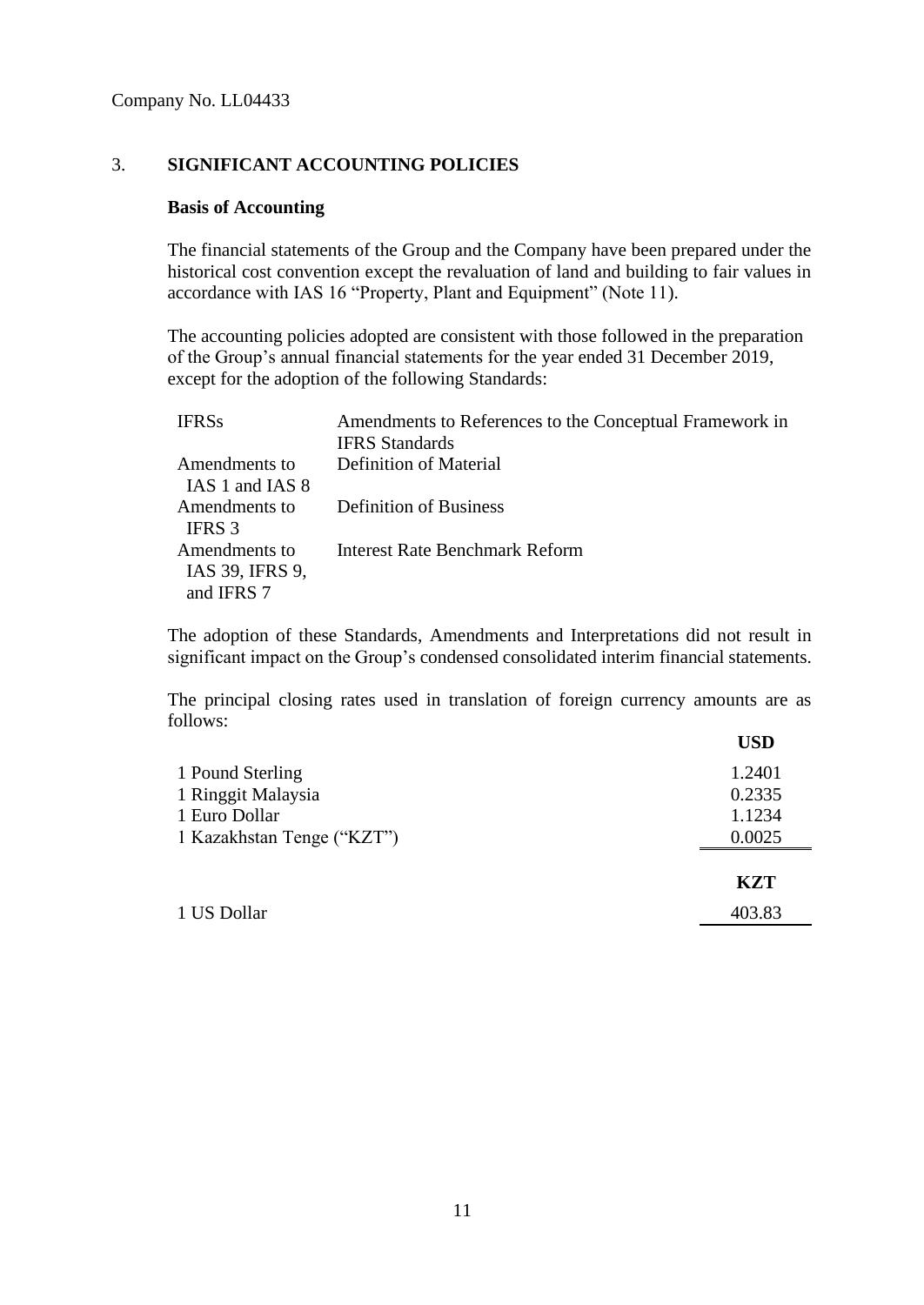Company No. LL04433

## 3. SIGNIFICANT ACCOUNTING POLICIES

### Basis of Accounting

The financial statements of the Group and the Company have been prepared under the historical cost convention except the revaluation of land and building to fair values in accordance with IAS 16 "Property, Plant and Equipment" (Note 11).

The accounting policies adopted are consistent with those followed in the preparation of the Group's annual financial statements for the year ended 31 December 2019, except for the adoption of the following Standards:

| | |
|---|---|
| IFRSs | Amendments to References to the Conceptual Framework in IFRS Standards |
| Amendments to IAS 1 and IAS 8 | Definition of Material |
| Amendments to IFRS 3 | Definition of Business |
| Amendments to IAS 39, IFRS 9, and IFRS 7 | Interest Rate Benchmark Reform |

The adoption of these Standards, Amendments and Interpretations did not result in significant impact on the Group's condensed consolidated interim financial statements.

The principal closing rates used in translation of foreign currency amounts are as follows:

| | USD |
|---|---|
| 1 Pound Sterling | 1.2401 |
| 1 Ringgit Malaysia | 0.2335 |
| 1 Euro Dollar | 1.1234 |
| 1 Kazakhstan Tenge ("KZT") | 0.0025 |

| | KZT |
|---|---|
| 1 US Dollar | 403.83 |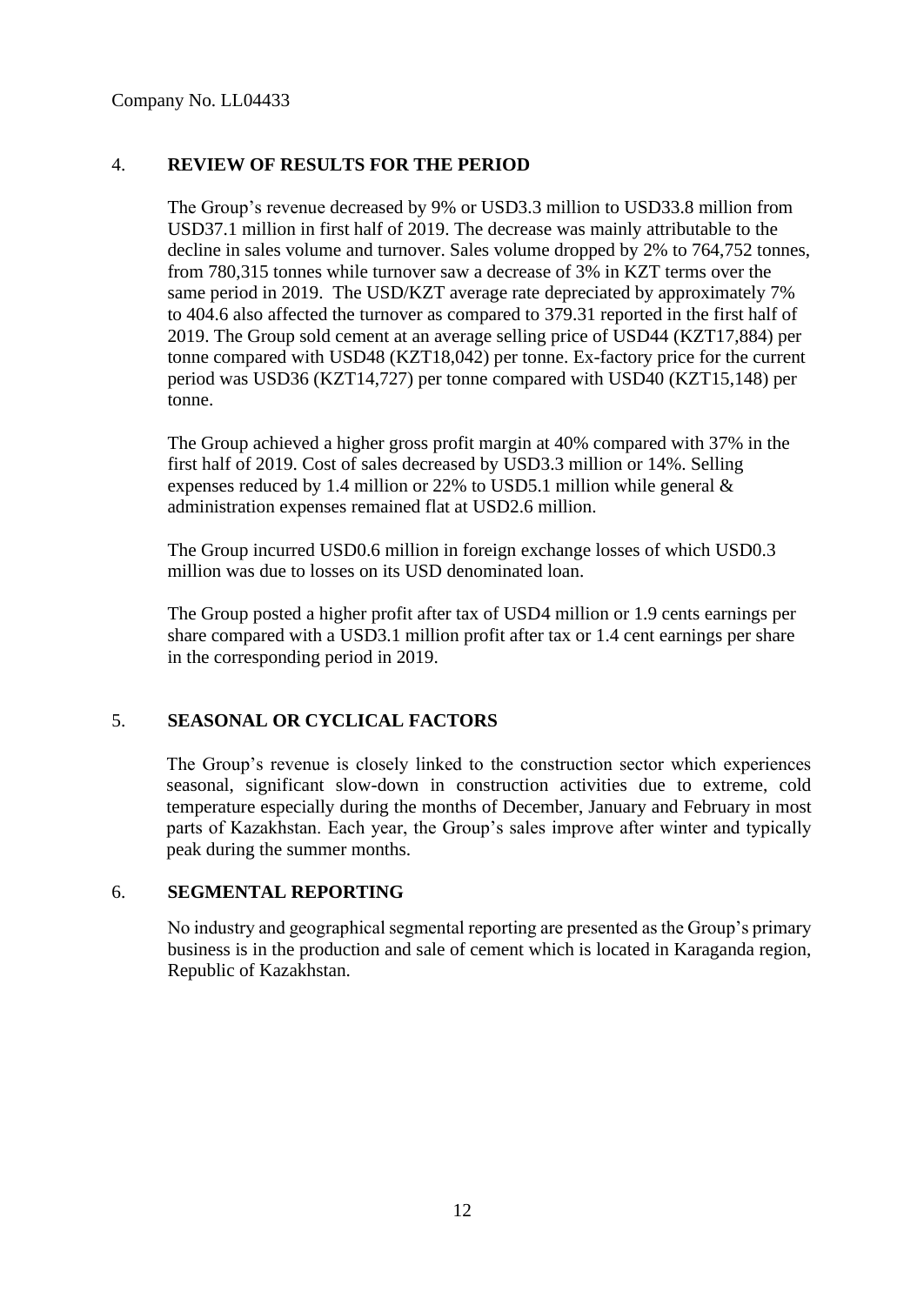Company No. LL04433

## 4. REVIEW OF RESULTS FOR THE PERIOD

The Group's revenue decreased by 9% or USD3.3 million to USD33.8 million from USD37.1 million in first half of 2019. The decrease was mainly attributable to the decline in sales volume and turnover. Sales volume dropped by 2% to 764,752 tonnes, from 780,315 tonnes while turnover saw a decrease of 3% in KZT terms over the same period in 2019. The USD/KZT average rate depreciated by approximately 7% to 404.6 also affected the turnover as compared to 379.31 reported in the first half of 2019. The Group sold cement at an average selling price of USD44 (KZT17,884) per tonne compared with USD48 (KZT18,042) per tonne. Ex-factory price for the current period was USD36 (KZT14,727) per tonne compared with USD40 (KZT15,148) per tonne.

The Group achieved a higher gross profit margin at 40% compared with 37% in the first half of 2019. Cost of sales decreased by USD3.3 million or 14%. Selling expenses reduced by 1.4 million or 22% to USD5.1 million while general & administration expenses remained flat at USD2.6 million.

The Group incurred USD0.6 million in foreign exchange losses of which USD0.3 million was due to losses on its USD denominated loan.

The Group posted a higher profit after tax of USD4 million or 1.9 cents earnings per share compared with a USD3.1 million profit after tax or 1.4 cent earnings per share in the corresponding period in 2019.

## 5. SEASONAL OR CYCLICAL FACTORS

The Group's revenue is closely linked to the construction sector which experiences seasonal, significant slow-down in construction activities due to extreme, cold temperature especially during the months of December, January and February in most parts of Kazakhstan. Each year, the Group's sales improve after winter and typically peak during the summer months.

## 6. SEGMENTAL REPORTING

No industry and geographical segmental reporting are presented as the Group's primary business is in the production and sale of cement which is located in Karaganda region, Republic of Kazakhstan.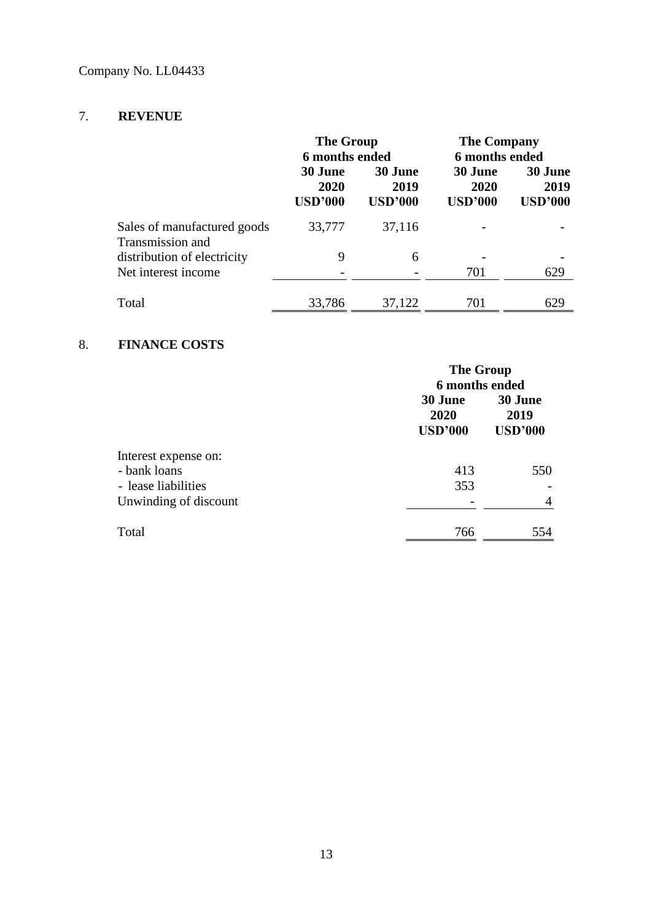Company No. LL04433

## 7. REVENUE

| | The Group 6 months ended | | The Company 6 months ended | |
|---|---|---|---|---|
| | 30 June 2020 USD'000 | 30 June 2019 USD'000 | 30 June 2020 USD'000 | 30 June 2019 USD'000 |
| Sales of manufactured goods | 33,777 | 37,116 | - | - |
| Transmission and distribution of electricity | 9 | 6 | - | - |
| Net interest income | - | - | 701 | 629 |
| Total | 33,786 | 37,122 | 701 | 629 |

## 8. FINANCE COSTS

| | The Group 6 months ended | |
|---|---|---|
| | 30 June 2020 USD'000 | 30 June 2019 USD'000 |
| Interest expense on: | | |
| - bank loans | 413 | 550 |
| - lease liabilities | 353 | - |
| Unwinding of discount | - | 4 |
| Total | 766 | 554 |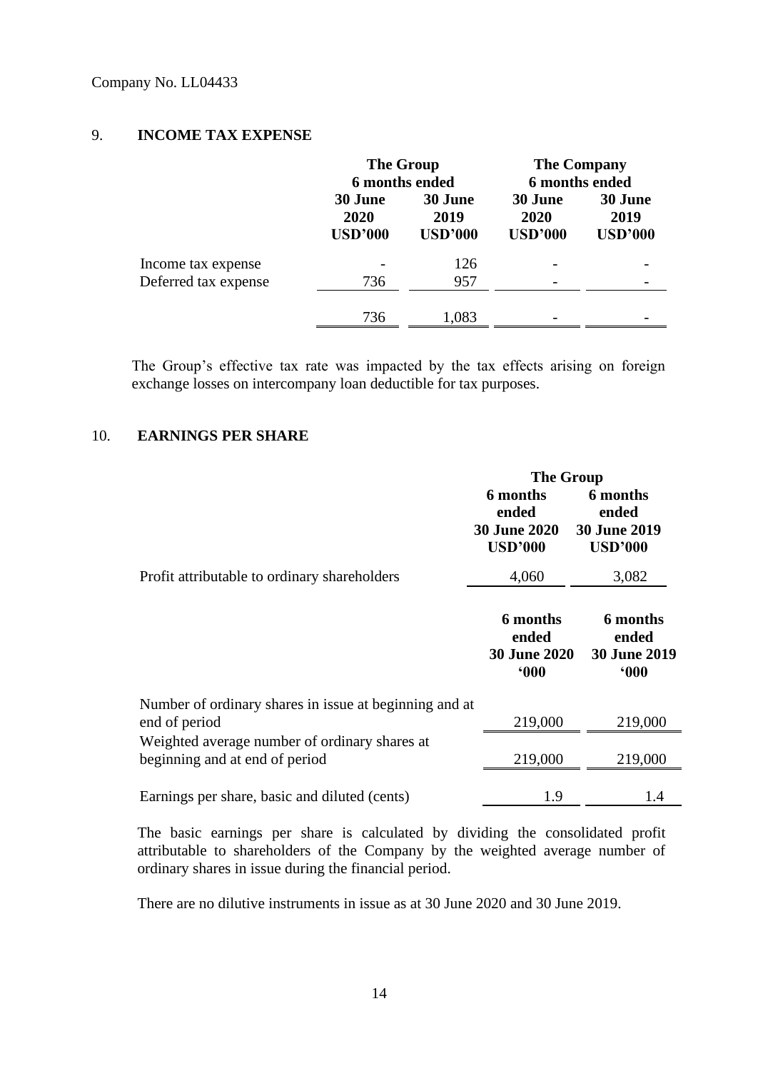Company No. LL04433

## 9. INCOME TAX EXPENSE

| | The Group | | The Company | |
|---|---|---|---|---|
| | 6 months ended | | 6 months ended | |
| | 30 June 2020 USD'000 | 30 June 2019 USD'000 | 30 June 2020 USD'000 | 30 June 2019 USD'000 |
| Income tax expense | - | 126 | - | - |
| Deferred tax expense | 736 | 957 | - | - |
| | 736 | 1,083 | - | - |

The Group's effective tax rate was impacted by the tax effects arising on foreign exchange losses on intercompany loan deductible for tax purposes.

## 10. EARNINGS PER SHARE

| | The Group | |
|---|---|---|
| | 6 months ended 30 June 2020 USD'000 | 6 months ended 30 June 2019 USD'000 |
| Profit attributable to ordinary shareholders | 4,060 | 3,082 |

| | 6 months ended 30 June 2020 '000 | 6 months ended 30 June 2019 '000 |
|---|---|---|
| Number of ordinary shares in issue at beginning and at end of period | 219,000 | 219,000 |
| Weighted average number of ordinary shares at beginning and at end of period | 219,000 | 219,000 |
| Earnings per share, basic and diluted (cents) | 1.9 | 1.4 |

The basic earnings per share is calculated by dividing the consolidated profit attributable to shareholders of the Company by the weighted average number of ordinary shares in issue during the financial period.

There are no dilutive instruments in issue as at 30 June 2020 and 30 June 2019.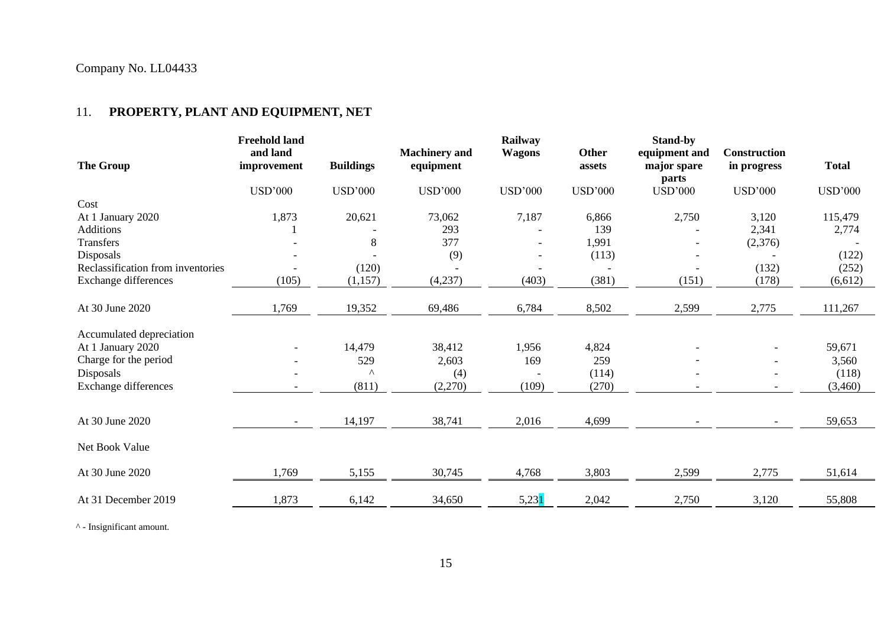Company No. LL04433

## 11. PROPERTY, PLANT AND EQUIPMENT, NET

| The Group | Freehold land and land improvement | Buildings | Machinery and equipment | Railway Wagons | Other assets | Stand-by equipment and major spare parts | Construction in progress | Total |
|---|---|---|---|---|---|---|---|---|
| | USD'000 | USD'000 | USD'000 | USD'000 | USD'000 | USD'000 | USD'000 | USD'000 |
| Cost | | | | | | | | |
| At 1 January 2020 | 1,873 | 20,621 | 73,062 | 7,187 | 6,866 | 2,750 | 3,120 | 115,479 |
| Additions | 1 | - | 293 | - | 139 | - | 2,341 | 2,774 |
| Transfers | - | 8 | 377 | - | 1,991 | - | (2,376) | - |
| Disposals | - | - | (9) | - | (113) | - | - | (122) |
| Reclassification from inventories | - | (120) | - | - | - | - | (132) | (252) |
| Exchange differences | (105) | (1,157) | (4,237) | (403) | (381) | (151) | (178) | (6,612) |
| At 30 June 2020 | 1,769 | 19,352 | 69,486 | 6,784 | 8,502 | 2,599 | 2,775 | 111,267 |
| Accumulated depreciation | | | | | | | | |
| At 1 January 2020 | - | 14,479 | 38,412 | 1,956 | 4,824 | - | - | 59,671 |
| Charge for the period | - | 529 | 2,603 | 169 | 259 | - | - | 3,560 |
| Disposals | - | ^ | (4) | - | (114) | - | - | (118) |
| Exchange differences | - | (811) | (2,270) | (109) | (270) | - | - | (3,460) |
| At 30 June 2020 | - | 14,197 | 38,741 | 2,016 | 4,699 | - | - | 59,653 |
| Net Book Value | | | | | | | | |
| At 30 June 2020 | 1,769 | 5,155 | 30,745 | 4,768 | 3,803 | 2,599 | 2,775 | 51,614 |
| At 31 December 2019 | 1,873 | 6,142 | 34,650 | 5,231 | 2,042 | 2,750 | 3,120 | 55,808 |

^ - Insignificant amount.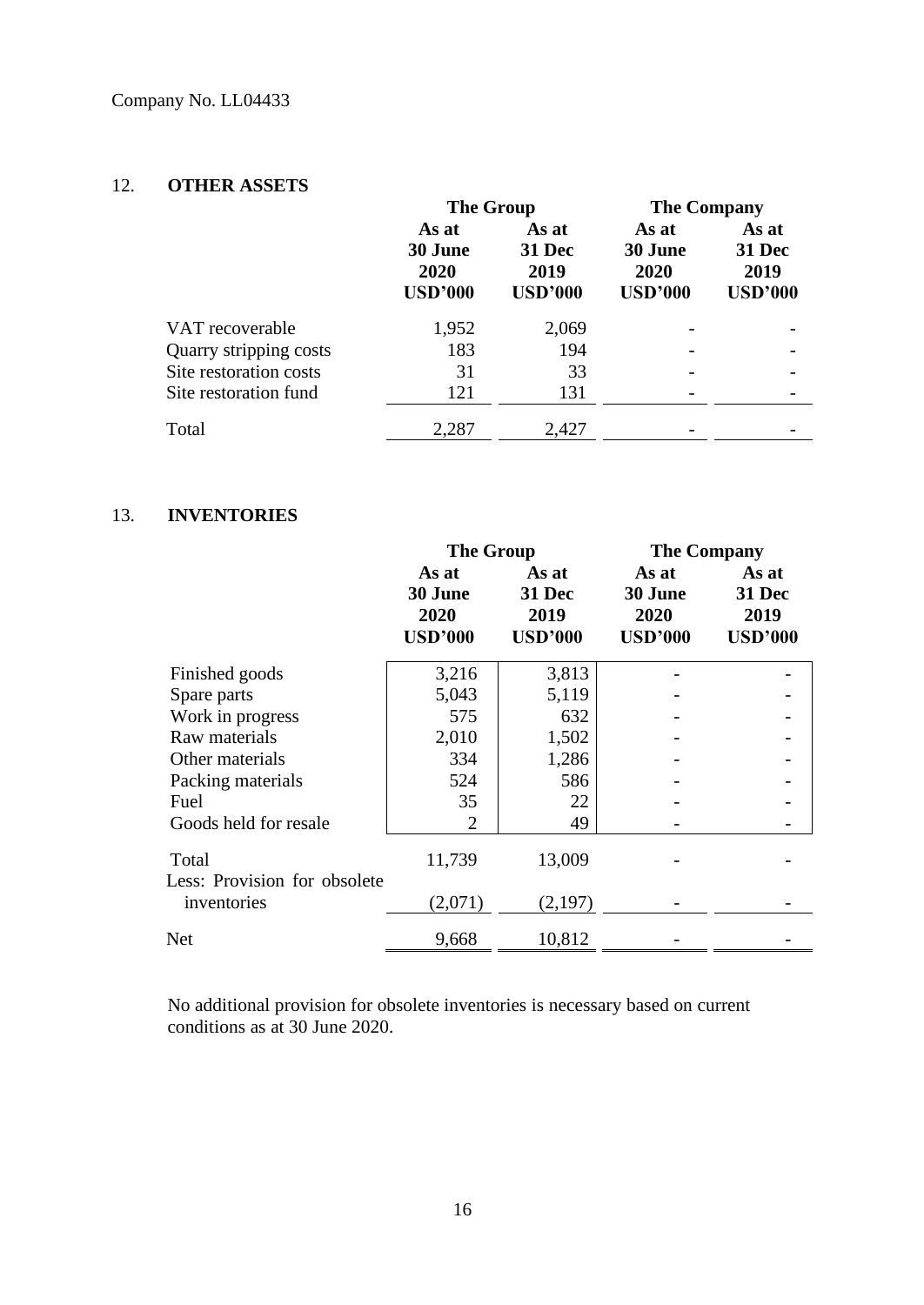Company No. LL04433

## 12. OTHER ASSETS

| | The Group | | The Company | |
|---|---|---|---|---|
| | As at 30 June 2020 USD'000 | As at 31 Dec 2019 USD'000 | As at 30 June 2020 USD'000 | As at 31 Dec 2019 USD'000 |
| VAT recoverable | 1,952 | 2,069 | - | - |
| Quarry stripping costs | 183 | 194 | - | - |
| Site restoration costs | 31 | 33 | - | - |
| Site restoration fund | 121 | 131 | - | - |
| Total | 2,287 | 2,427 | - | - |

## 13. INVENTORIES

| | The Group | | The Company | |
|---|---|---|---|---|
| | As at 30 June 2020 USD'000 | As at 31 Dec 2019 USD'000 | As at 30 June 2020 USD'000 | As at 31 Dec 2019 USD'000 |
| Finished goods | 3,216 | 3,813 | - | - |
| Spare parts | 5,043 | 5,119 | - | - |
| Work in progress | 575 | 632 | - | - |
| Raw materials | 2,010 | 1,502 | - | - |
| Other materials | 334 | 1,286 | - | - |
| Packing materials | 524 | 586 | - | - |
| Fuel | 35 | 22 | - | - |
| Goods held for resale | 2 | 49 | - | - |
| Total | 11,739 | 13,009 | - | - |
| Less: Provision for obsolete inventories | (2,071) | (2,197) | - | - |
| Net | 9,668 | 10,812 | - | - |

No additional provision for obsolete inventories is necessary based on current conditions as at 30 June 2020.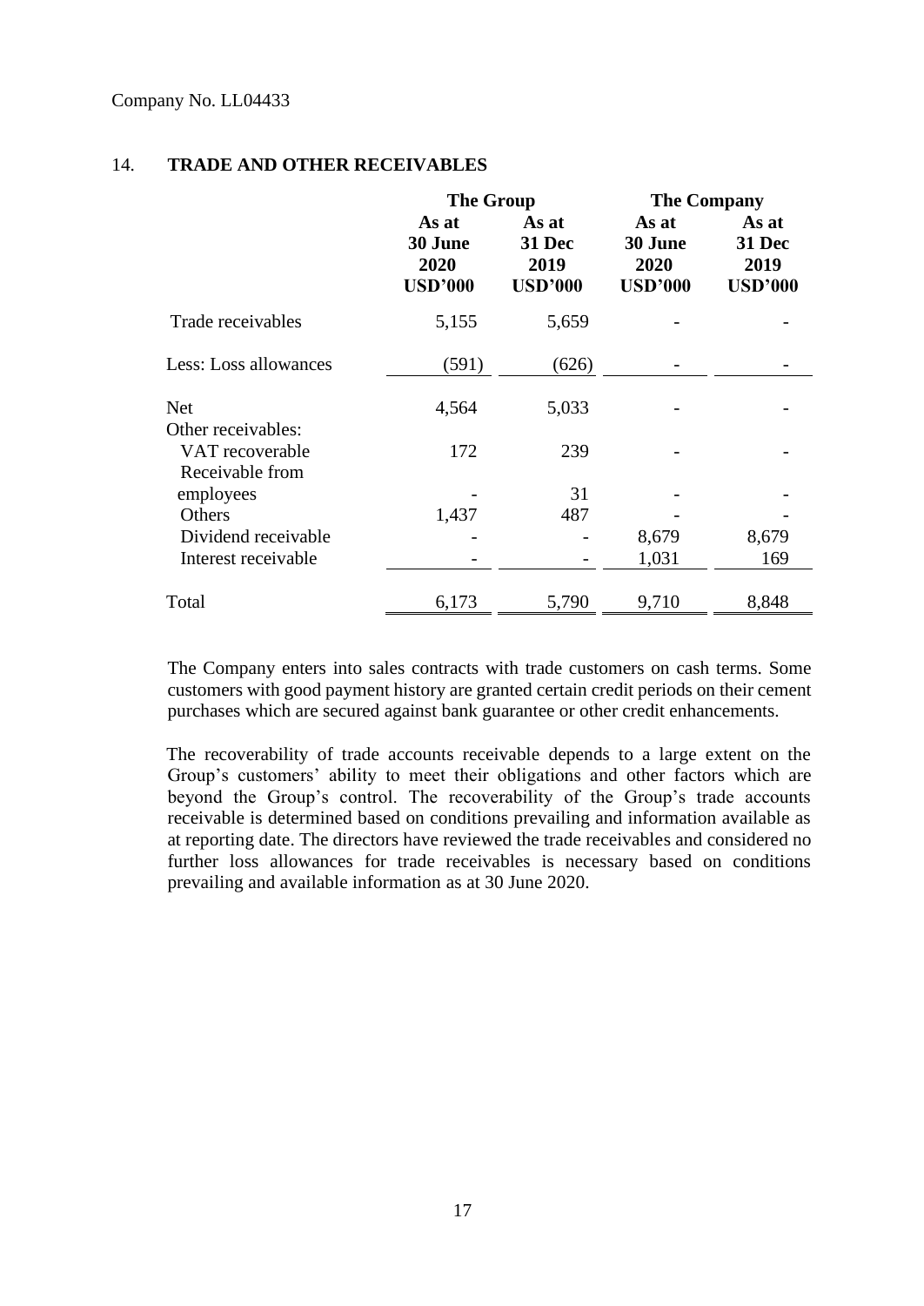Company No. LL04433

## 14. TRADE AND OTHER RECEIVABLES

| | The Group | | The Company | |
|---|---|---|---|---|
| | As at 30 June 2020 USD'000 | As at 31 Dec 2019 USD'000 | As at 30 June 2020 USD'000 | As at 31 Dec 2019 USD'000 |
| Trade receivables | 5,155 | 5,659 | - | - |
| Less: Loss allowances | (591) | (626) | - | - |
| Net | 4,564 | 5,033 | - | - |
| Other receivables: | | | | |
| VAT recoverable | 172 | 239 | - | - |
| Receivable from employees | - | 31 | - | - |
| Others | 1,437 | 487 | - | - |
| Dividend receivable | - | - | 8,679 | 8,679 |
| Interest receivable | - | - | 1,031 | 169 |
| Total | 6,173 | 5,790 | 9,710 | 8,848 |

The Company enters into sales contracts with trade customers on cash terms. Some customers with good payment history are granted certain credit periods on their cement purchases which are secured against bank guarantee or other credit enhancements.

The recoverability of trade accounts receivable depends to a large extent on the Group's customers' ability to meet their obligations and other factors which are beyond the Group's control. The recoverability of the Group's trade accounts receivable is determined based on conditions prevailing and information available as at reporting date. The directors have reviewed the trade receivables and considered no further loss allowances for trade receivables is necessary based on conditions prevailing and available information as at 30 June 2020.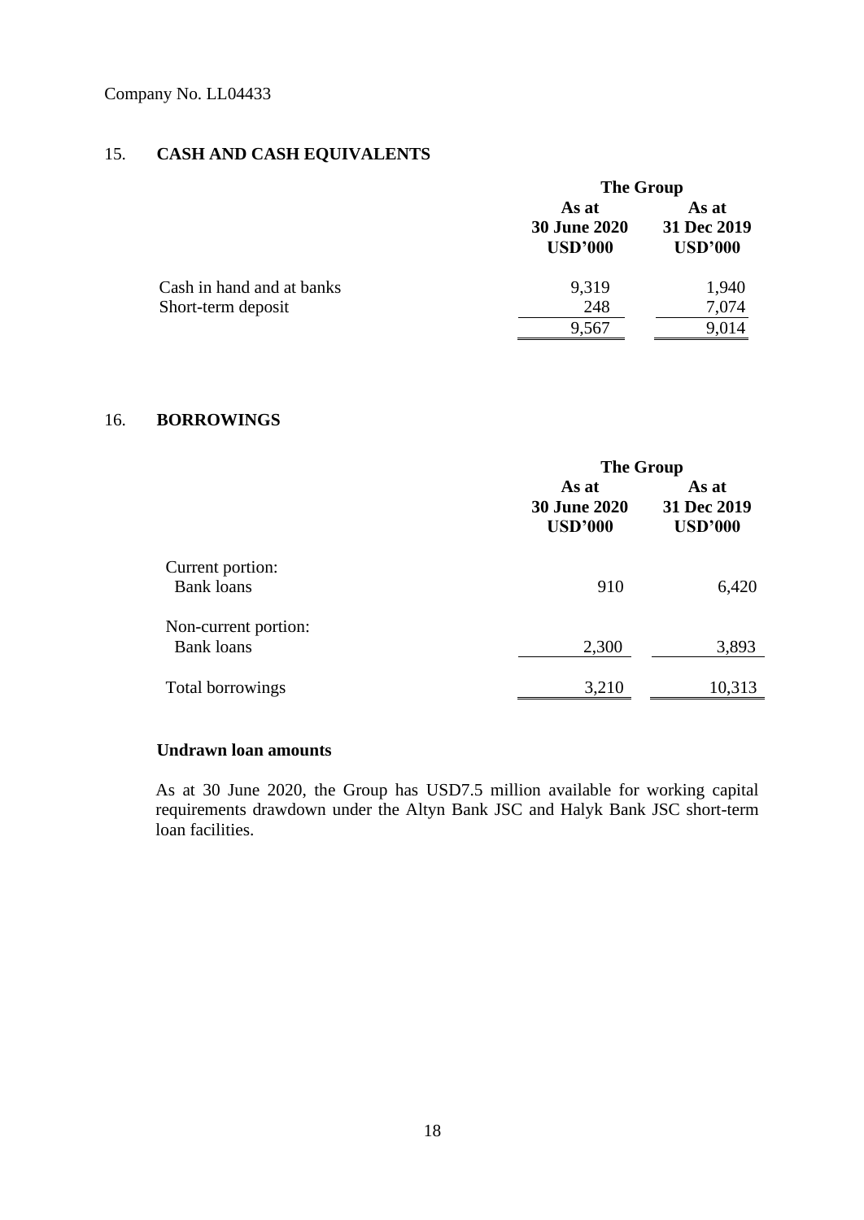Company No. LL04433

## 15. CASH AND CASH EQUIVALENTS

| | The Group | |
|---|---|---|
| | As at 30 June 2020 USD'000 | As at 31 Dec 2019 USD'000 |
| Cash in hand and at banks | 9,319 | 1,940 |
| Short-term deposit | 248 | 7,074 |
| | 9,567 | 9,014 |

## 16. BORROWINGS

| | The Group | |
|---|---|---|
| | As at 30 June 2020 USD'000 | As at 31 Dec 2019 USD'000 |
| Current portion: | | |
| Bank loans | 910 | 6,420 |
| Non-current portion: | | |
| Bank loans | 2,300 | 3,893 |
| Total borrowings | 3,210 | 10,313 |

**Undrawn loan amounts**

As at 30 June 2020, the Group has USD7.5 million available for working capital requirements drawdown under the Altyn Bank JSC and Halyk Bank JSC short-term loan facilities.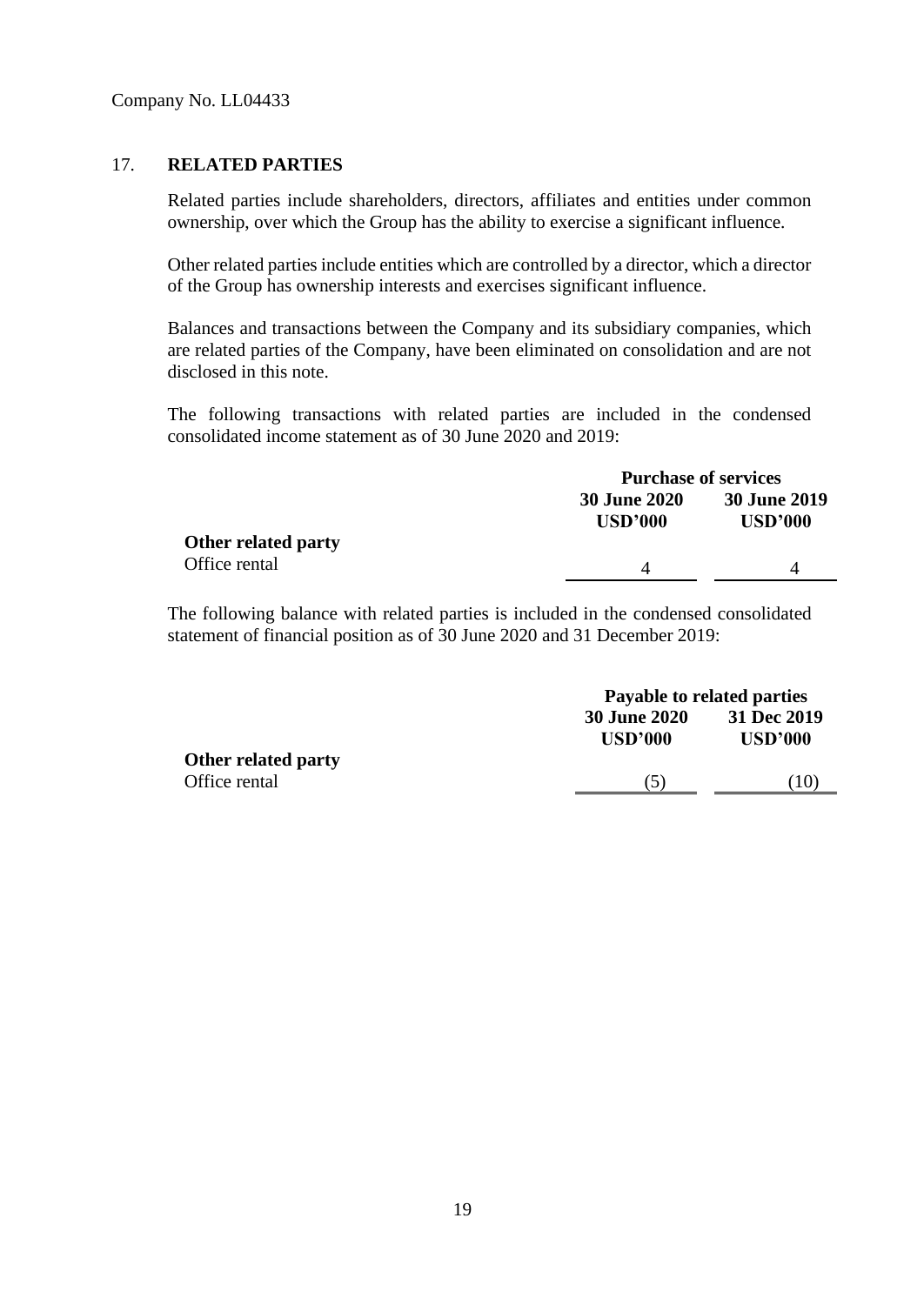Company No. LL04433

## 17. RELATED PARTIES

Related parties include shareholders, directors, affiliates and entities under common ownership, over which the Group has the ability to exercise a significant influence.

Other related parties include entities which are controlled by a director, which a director of the Group has ownership interests and exercises significant influence.

Balances and transactions between the Company and its subsidiary companies, which are related parties of the Company, have been eliminated on consolidation and are not disclosed in this note.

The following transactions with related parties are included in the condensed consolidated income statement as of 30 June 2020 and 2019:

| | **Purchase of services** | |
|---|---|---|
| | **30 June 2020** | **30 June 2019** |
| | **USD'000** | **USD'000** |
| **Other related party** | | |
| Office rental | 4 | 4 |

The following balance with related parties is included in the condensed consolidated statement of financial position as of 30 June 2020 and 31 December 2019:

| | **Payable to related parties** | |
|---|---|---|
| | **30 June 2020** | **31 Dec 2019** |
| | **USD'000** | **USD'000** |
| **Other related party** | | |
| Office rental | (5) | (10) |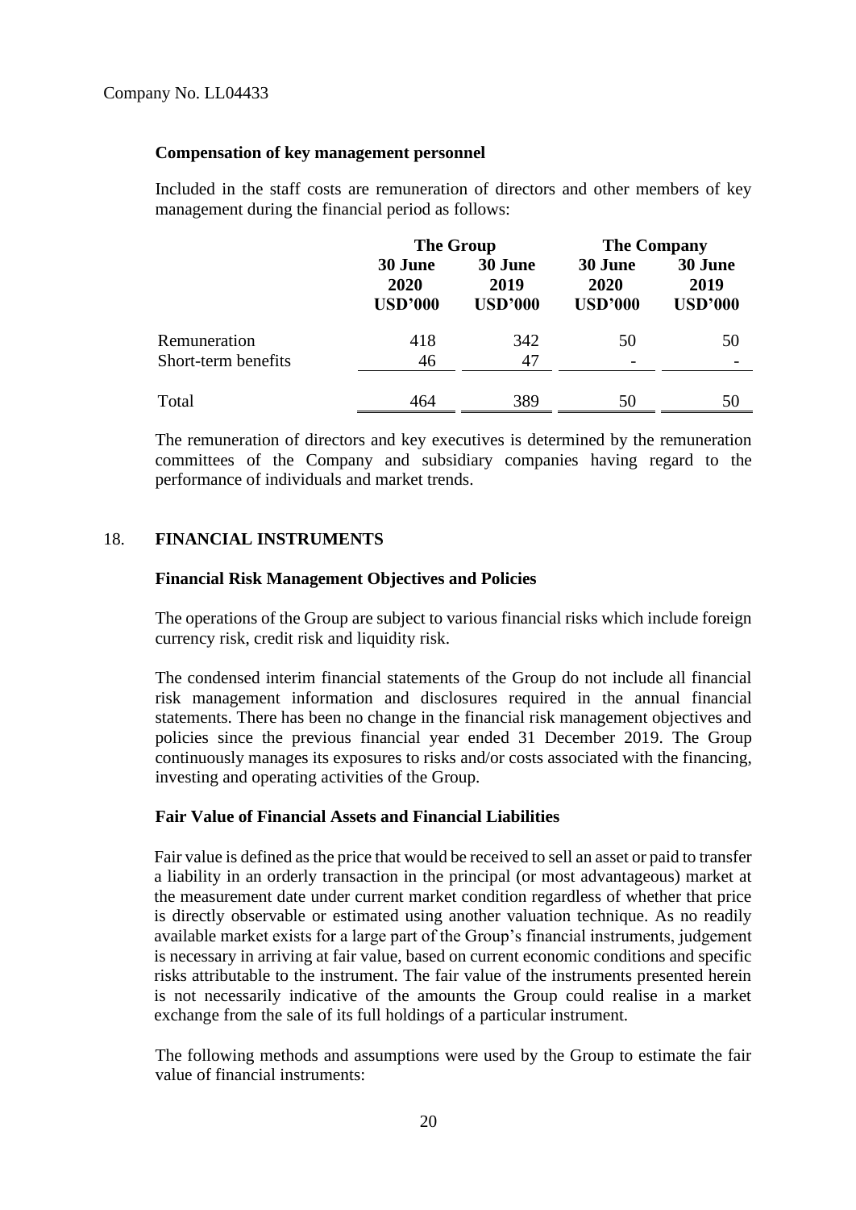Company No. LL04433

**Compensation of key management personnel**

Included in the staff costs are remuneration of directors and other members of key management during the financial period as follows:

| | The Group | | The Company | |
|---|---|---|---|---|
| | 30 June 2020 USD'000 | 30 June 2019 USD'000 | 30 June 2020 USD'000 | 30 June 2019 USD'000 |
| Remuneration | 418 | 342 | 50 | 50 |
| Short-term benefits | 46 | 47 | - | - |
| Total | 464 | 389 | 50 | 50 |

The remuneration of directors and key executives is determined by the remuneration committees of the Company and subsidiary companies having regard to the performance of individuals and market trends.

## 18. FINANCIAL INSTRUMENTS

**Financial Risk Management Objectives and Policies**

The operations of the Group are subject to various financial risks which include foreign currency risk, credit risk and liquidity risk.

The condensed interim financial statements of the Group do not include all financial risk management information and disclosures required in the annual financial statements. There has been no change in the financial risk management objectives and policies since the previous financial year ended 31 December 2019. The Group continuously manages its exposures to risks and/or costs associated with the financing, investing and operating activities of the Group.

**Fair Value of Financial Assets and Financial Liabilities**

Fair value is defined as the price that would be received to sell an asset or paid to transfer a liability in an orderly transaction in the principal (or most advantageous) market at the measurement date under current market condition regardless of whether that price is directly observable or estimated using another valuation technique. As no readily available market exists for a large part of the Group's financial instruments, judgement is necessary in arriving at fair value, based on current economic conditions and specific risks attributable to the instrument. The fair value of the instruments presented herein is not necessarily indicative of the amounts the Group could realise in a market exchange from the sale of its full holdings of a particular instrument.

The following methods and assumptions were used by the Group to estimate the fair value of financial instruments: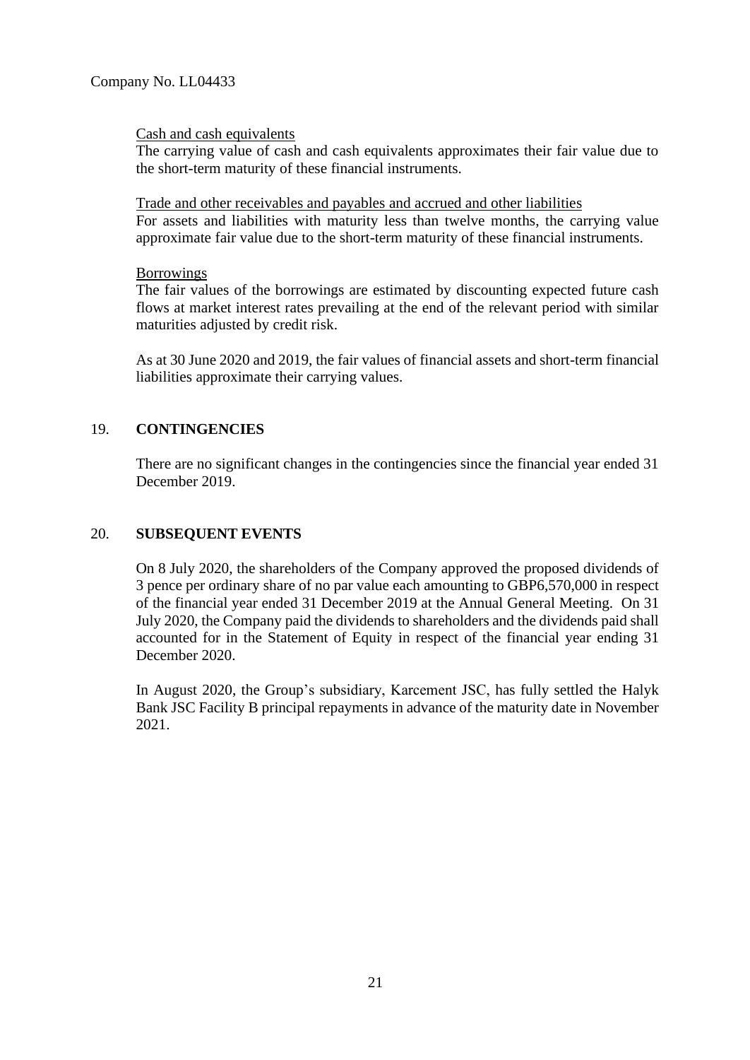Company No. LL04433

Cash and cash equivalents

The carrying value of cash and cash equivalents approximates their fair value due to the short-term maturity of these financial instruments.

Trade and other receivables and payables and accrued and other liabilities

For assets and liabilities with maturity less than twelve months, the carrying value approximate fair value due to the short-term maturity of these financial instruments.

Borrowings

The fair values of the borrowings are estimated by discounting expected future cash flows at market interest rates prevailing at the end of the relevant period with similar maturities adjusted by credit risk.

As at 30 June 2020 and 2019, the fair values of financial assets and short-term financial liabilities approximate their carrying values.

## 19. CONTINGENCIES

There are no significant changes in the contingencies since the financial year ended 31 December 2019.

## 20. SUBSEQUENT EVENTS

On 8 July 2020, the shareholders of the Company approved the proposed dividends of 3 pence per ordinary share of no par value each amounting to GBP6,570,000 in respect of the financial year ended 31 December 2019 at the Annual General Meeting. On 31 July 2020, the Company paid the dividends to shareholders and the dividends paid shall accounted for in the Statement of Equity in respect of the financial year ending 31 December 2020.

In August 2020, the Group's subsidiary, Karcement JSC, has fully settled the Halyk Bank JSC Facility B principal repayments in advance of the maturity date in November 2021.